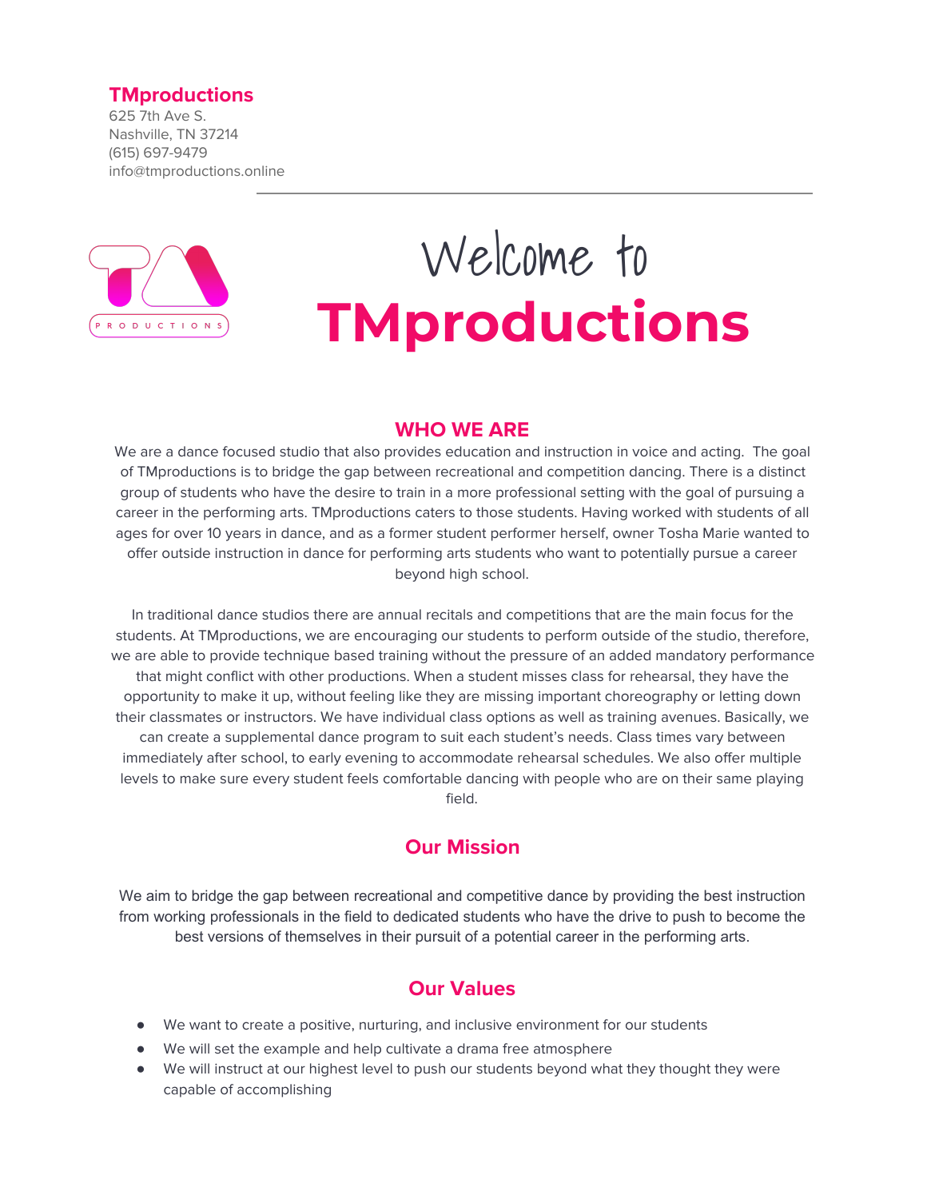**TMproductions**
625 7th Ave S.
Nashville, TN 37214
(615) 697-9479
info@tmproductions.online

# Welcome to TMproductions

## WHO WE ARE

We are a dance focused studio that also provides education and instruction in voice and acting. The goal of TMproductions is to bridge the gap between recreational and competition dancing. There is a distinct group of students who have the desire to train in a more professional setting with the goal of pursuing a career in the performing arts. TMproductions caters to those students. Having worked with students of all ages for over 10 years in dance, and as a former student performer herself, owner Tosha Marie wanted to offer outside instruction in dance for performing arts students who want to potentially pursue a career beyond high school.

In traditional dance studios there are annual recitals and competitions that are the main focus for the students. At TMproductions, we are encouraging our students to perform outside of the studio, therefore, we are able to provide technique based training without the pressure of an added mandatory performance that might conflict with other productions. When a student misses class for rehearsal, they have the opportunity to make it up, without feeling like they are missing important choreography or letting down their classmates or instructors. We have individual class options as well as training avenues. Basically, we can create a supplemental dance program to suit each student's needs. Class times vary between immediately after school, to early evening to accommodate rehearsal schedules. We also offer multiple levels to make sure every student feels comfortable dancing with people who are on their same playing field.

## Our Mission

We aim to bridge the gap between recreational and competitive dance by providing the best instruction from working professionals in the field to dedicated students who have the drive to push to become the best versions of themselves in their pursuit of a potential career in the performing arts.

## Our Values

- We want to create a positive, nurturing, and inclusive environment for our students
- We will set the example and help cultivate a drama free atmosphere
- We will instruct at our highest level to push our students beyond what they thought they were capable of accomplishing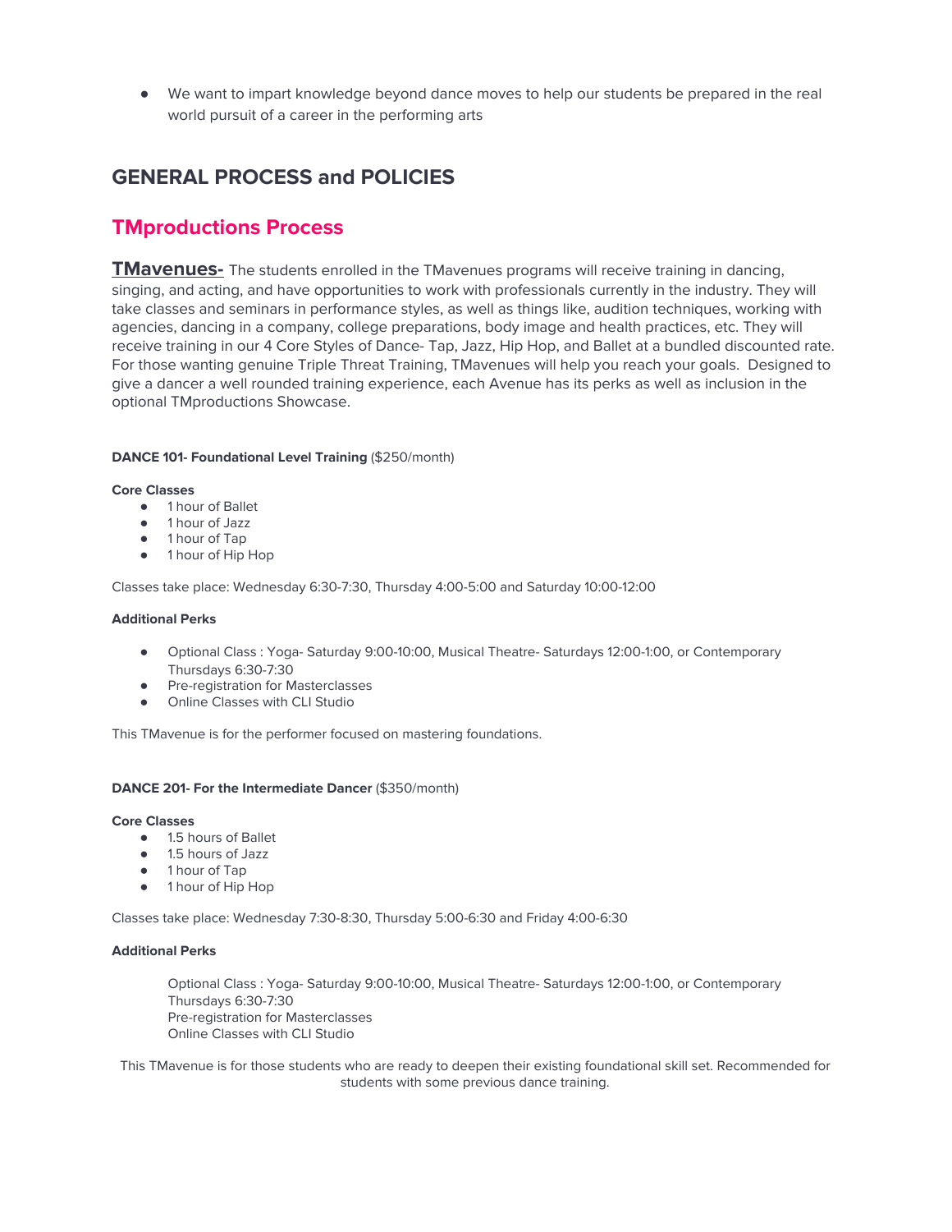- We want to impart knowledge beyond dance moves to help our students be prepared in the real world pursuit of a career in the performing arts

## GENERAL PROCESS and POLICIES

## TMproductions Process

**TMavenues-** The students enrolled in the TMavenues programs will receive training in dancing, singing, and acting, and have opportunities to work with professionals currently in the industry. They will take classes and seminars in performance styles, as well as things like, audition techniques, working with agencies, dancing in a company, college preparations, body image and health practices, etc. They will receive training in our 4 Core Styles of Dance- Tap, Jazz, Hip Hop, and Ballet at a bundled discounted rate. For those wanting genuine Triple Threat Training, TMavenues will help you reach your goals. Designed to give a dancer a well rounded training experience, each Avenue has its perks as well as inclusion in the optional TMproductions Showcase.

**DANCE 101- Foundational Level Training** ($250/month)

**Core Classes**

- 1 hour of Ballet
- 1 hour of Jazz
- 1 hour of Tap
- 1 hour of Hip Hop

Classes take place: Wednesday 6:30-7:30, Thursday 4:00-5:00 and Saturday 10:00-12:00

**Additional Perks**

- Optional Class : Yoga- Saturday 9:00-10:00, Musical Theatre- Saturdays 12:00-1:00, or Contemporary Thursdays 6:30-7:30
- Pre-registration for Masterclasses
- Online Classes with CLI Studio

This TMavenue is for the performer focused on mastering foundations.

**DANCE 201- For the Intermediate Dancer** ($350/month)

**Core Classes**

- 1.5 hours of Ballet
- 1.5 hours of Jazz
- 1 hour of Tap
- 1 hour of Hip Hop

Classes take place: Wednesday 7:30-8:30, Thursday 5:00-6:30 and Friday 4:00-6:30

**Additional Perks**

Optional Class : Yoga- Saturday 9:00-10:00, Musical Theatre- Saturdays 12:00-1:00, or Contemporary Thursdays 6:30-7:30
Pre-registration for Masterclasses
Online Classes with CLI Studio

This TMavenue is for those students who are ready to deepen their existing foundational skill set. Recommended for students with some previous dance training.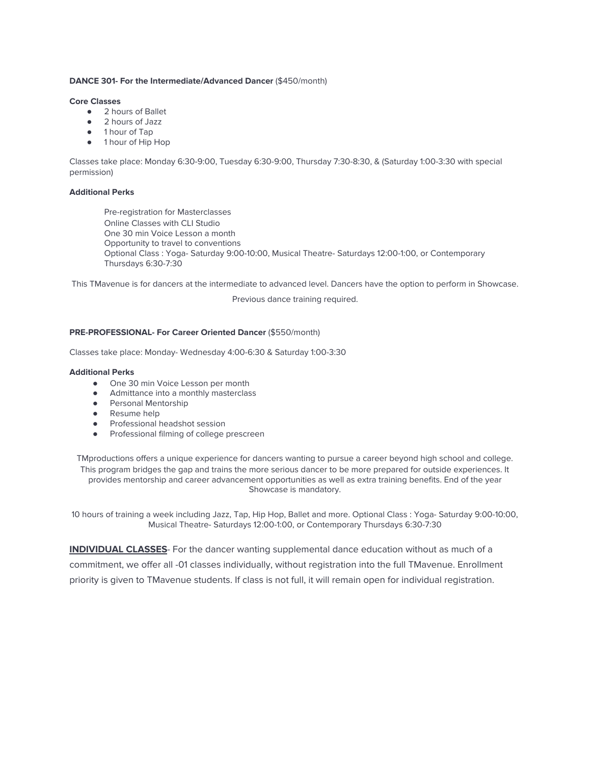**DANCE 301- For the Intermediate/Advanced Dancer** ($450/month)

**Core Classes**

- 2 hours of Ballet
- 2 hours of Jazz
- 1 hour of Tap
- 1 hour of Hip Hop

Classes take place: Monday 6:30-9:00, Tuesday 6:30-9:00, Thursday 7:30-8:30, & (Saturday 1:00-3:30 with special permission)

**Additional Perks**

Pre-registration for Masterclasses
Online Classes with CLI Studio
One 30 min Voice Lesson a month
Opportunity to travel to conventions
Optional Class : Yoga- Saturday 9:00-10:00, Musical Theatre- Saturdays 12:00-1:00, or Contemporary Thursdays 6:30-7:30

This TMavenue is for dancers at the intermediate to advanced level. Dancers have the option to perform in Showcase.

Previous dance training required.

**PRE-PROFESSIONAL- For Career Oriented Dancer** ($550/month)

Classes take place: Monday- Wednesday 4:00-6:30 & Saturday 1:00-3:30

**Additional Perks**

- One 30 min Voice Lesson per month
- Admittance into a monthly masterclass
- Personal Mentorship
- Resume help
- Professional headshot session
- Professional filming of college prescreen

TMproductions offers a unique experience for dancers wanting to pursue a career beyond high school and college. This program bridges the gap and trains the more serious dancer to be more prepared for outside experiences. It provides mentorship and career advancement opportunities as well as extra training benefits. End of the year Showcase is mandatory.

10 hours of training a week including Jazz, Tap, Hip Hop, Ballet and more. Optional Class : Yoga- Saturday 9:00-10:00, Musical Theatre- Saturdays 12:00-1:00, or Contemporary Thursdays 6:30-7:30

**INDIVIDUAL CLASSES**- For the dancer wanting supplemental dance education without as much of a commitment, we offer all -01 classes individually, without registration into the full TMavenue. Enrollment priority is given to TMavenue students. If class is not full, it will remain open for individual registration.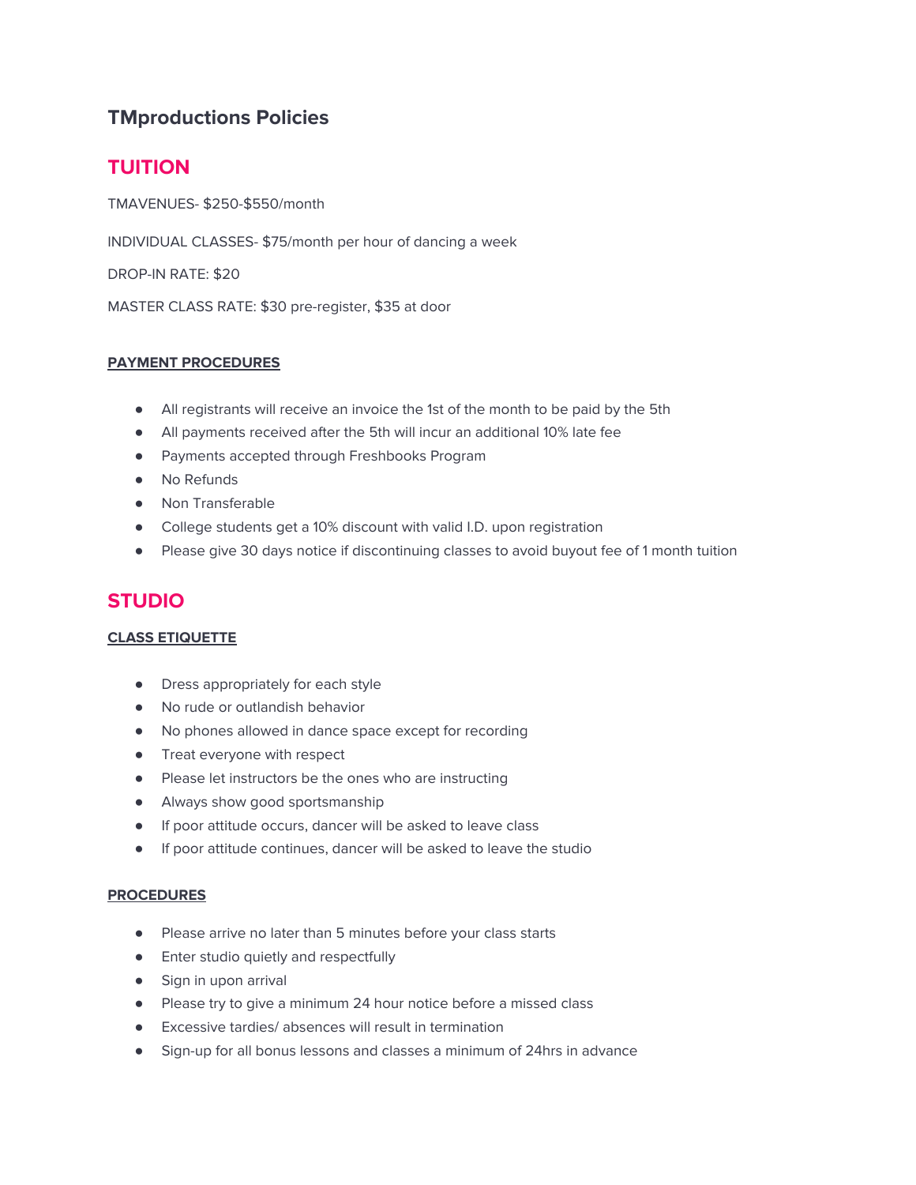# TMproductions Policies

## TUITION

TMAVENUES- $250-$550/month

INDIVIDUAL CLASSES- $75/month per hour of dancing a week

DROP-IN RATE: $20

MASTER CLASS RATE: $30 pre-register, $35 at door

### PAYMENT PROCEDURES

- All registrants will receive an invoice the 1st of the month to be paid by the 5th
- All payments received after the 5th will incur an additional 10% late fee
- Payments accepted through Freshbooks Program
- No Refunds
- Non Transferable
- College students get a 10% discount with valid I.D. upon registration
- Please give 30 days notice if discontinuing classes to avoid buyout fee of 1 month tuition

## STUDIO

### CLASS ETIQUETTE

- Dress appropriately for each style
- No rude or outlandish behavior
- No phones allowed in dance space except for recording
- Treat everyone with respect
- Please let instructors be the ones who are instructing
- Always show good sportsmanship
- If poor attitude occurs, dancer will be asked to leave class
- If poor attitude continues, dancer will be asked to leave the studio

### PROCEDURES

- Please arrive no later than 5 minutes before your class starts
- Enter studio quietly and respectfully
- Sign in upon arrival
- Please try to give a minimum 24 hour notice before a missed class
- Excessive tardies/ absences will result in termination
- Sign-up for all bonus lessons and classes a minimum of 24hrs in advance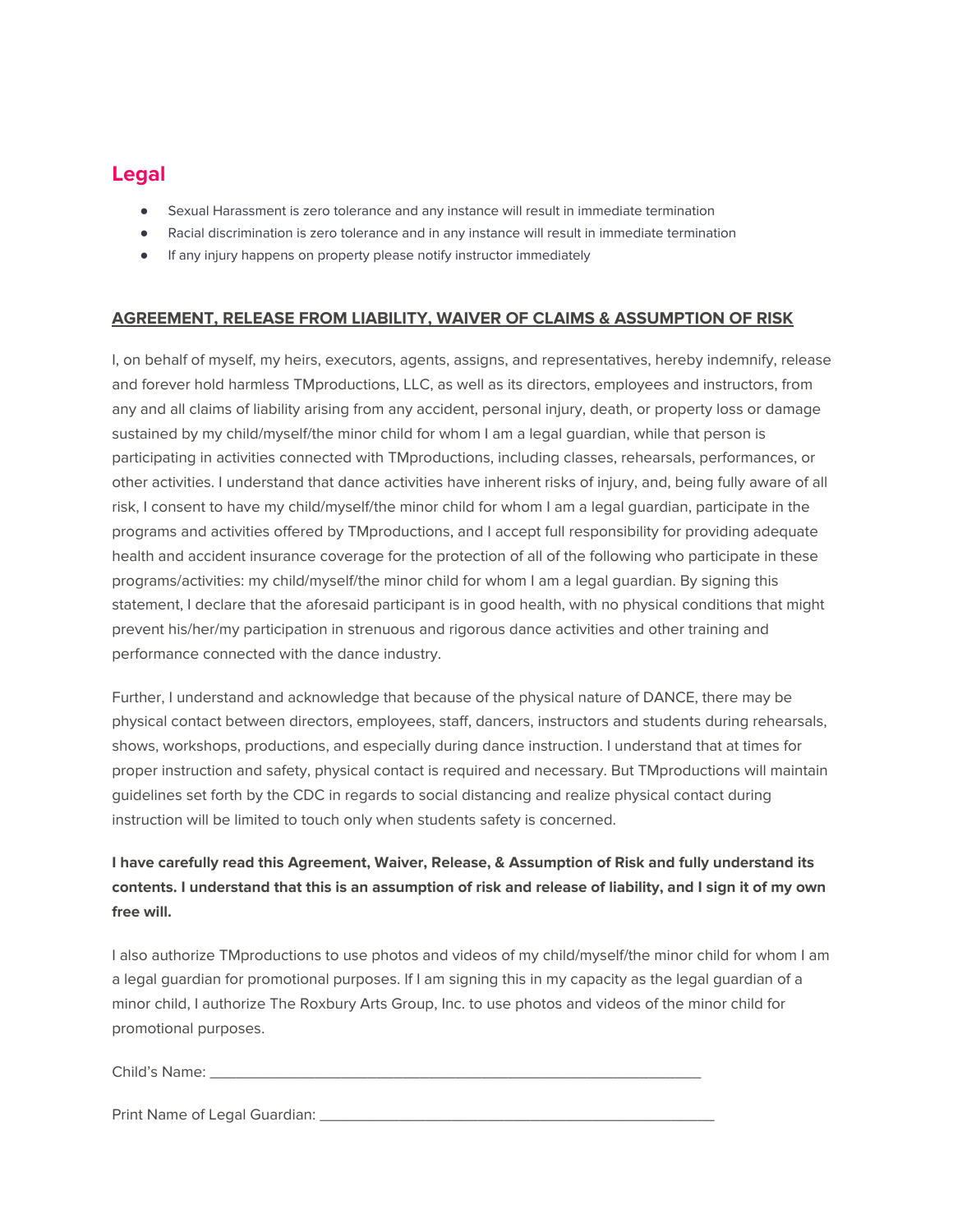## Legal

- Sexual Harassment is zero tolerance and any instance will result in immediate termination
- Racial discrimination is zero tolerance and in any instance will result in immediate termination
- If any injury happens on property please notify instructor immediately

### AGREEMENT, RELEASE FROM LIABILITY, WAIVER OF CLAIMS & ASSUMPTION OF RISK

I, on behalf of myself, my heirs, executors, agents, assigns, and representatives, hereby indemnify, release and forever hold harmless TMproductions, LLC, as well as its directors, employees and instructors, from any and all claims of liability arising from any accident, personal injury, death, or property loss or damage sustained by my child/myself/the minor child for whom I am a legal guardian, while that person is participating in activities connected with TMproductions, including classes, rehearsals, performances, or other activities. I understand that dance activities have inherent risks of injury, and, being fully aware of all risk, I consent to have my child/myself/the minor child for whom I am a legal guardian, participate in the programs and activities offered by TMproductions, and I accept full responsibility for providing adequate health and accident insurance coverage for the protection of all of the following who participate in these programs/activities: my child/myself/the minor child for whom I am a legal guardian. By signing this statement, I declare that the aforesaid participant is in good health, with no physical conditions that might prevent his/her/my participation in strenuous and rigorous dance activities and other training and performance connected with the dance industry.

Further, I understand and acknowledge that because of the physical nature of DANCE, there may be physical contact between directors, employees, staff, dancers, instructors and students during rehearsals, shows, workshops, productions, and especially during dance instruction. I understand that at times for proper instruction and safety, physical contact is required and necessary. But TMproductions will maintain guidelines set forth by the CDC in regards to social distancing and realize physical contact during instruction will be limited to touch only when students safety is concerned.

**I have carefully read this Agreement, Waiver, Release, & Assumption of Risk and fully understand its contents. I understand that this is an assumption of risk and release of liability, and I sign it of my own free will.**

I also authorize TMproductions to use photos and videos of my child/myself/the minor child for whom I am a legal guardian for promotional purposes. If I am signing this in my capacity as the legal guardian of a minor child, I authorize The Roxbury Arts Group, Inc. to use photos and videos of the minor child for promotional purposes.

Child's Name: ____________________________________________________________

Print Name of Legal Guardian: ________________________________________________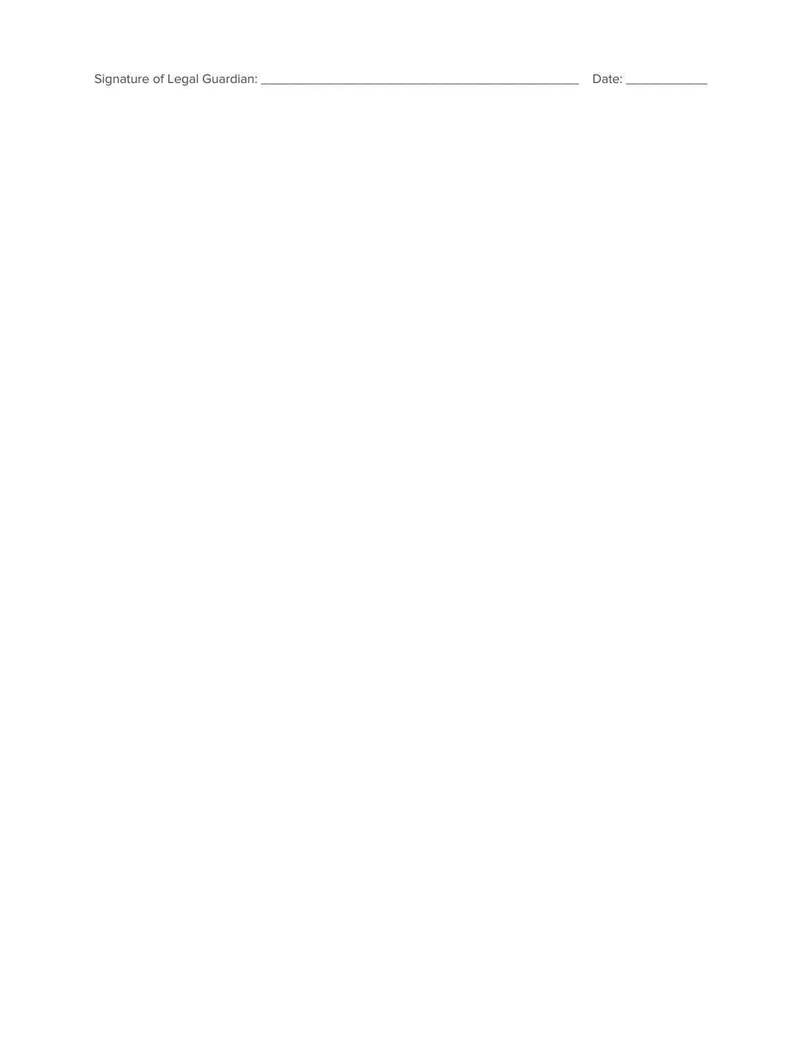Signature of Legal Guardian: ______________________________________________ Date: ____________